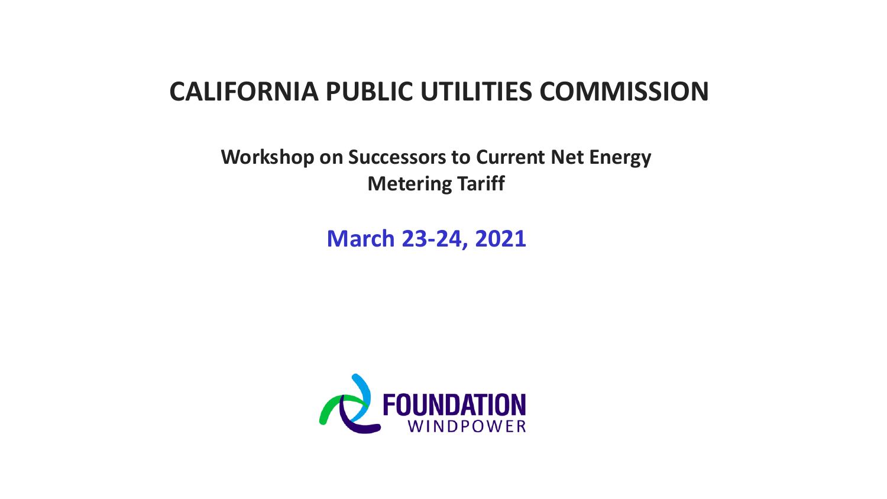# CALIFORNIA PUBLIC UTILITIES COMMISSION

## Workshop on Successors to Current Net Energy Metering Tariff

**March 23-24, 2021**

FOUNDATION WINDPOWER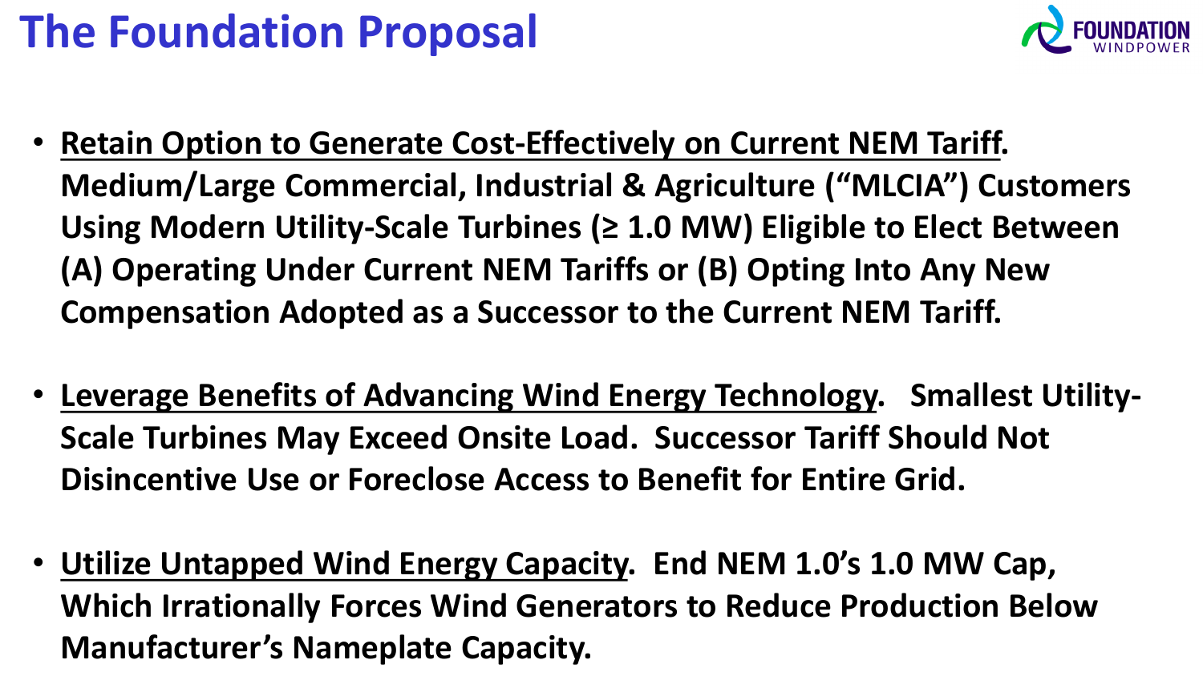# The Foundation Proposal

- **Retain Option to Generate Cost-Effectively on Current NEM Tariff. Medium/Large Commercial, Industrial & Agriculture ("MLCIA") Customers Using Modern Utility-Scale Turbines (≥ 1.0 MW) Eligible to Elect Between (A) Operating Under Current NEM Tariffs or (B) Opting Into Any New Compensation Adopted as a Successor to the Current NEM Tariff.**

- **Leverage Benefits of Advancing Wind Energy Technology. Smallest Utility-Scale Turbines May Exceed Onsite Load. Successor Tariff Should Not Disincentive Use or Foreclose Access to Benefit for Entire Grid.**

- **Utilize Untapped Wind Energy Capacity. End NEM 1.0's 1.0 MW Cap, Which Irrationally Forces Wind Generators to Reduce Production Below Manufacturer's Nameplate Capacity.**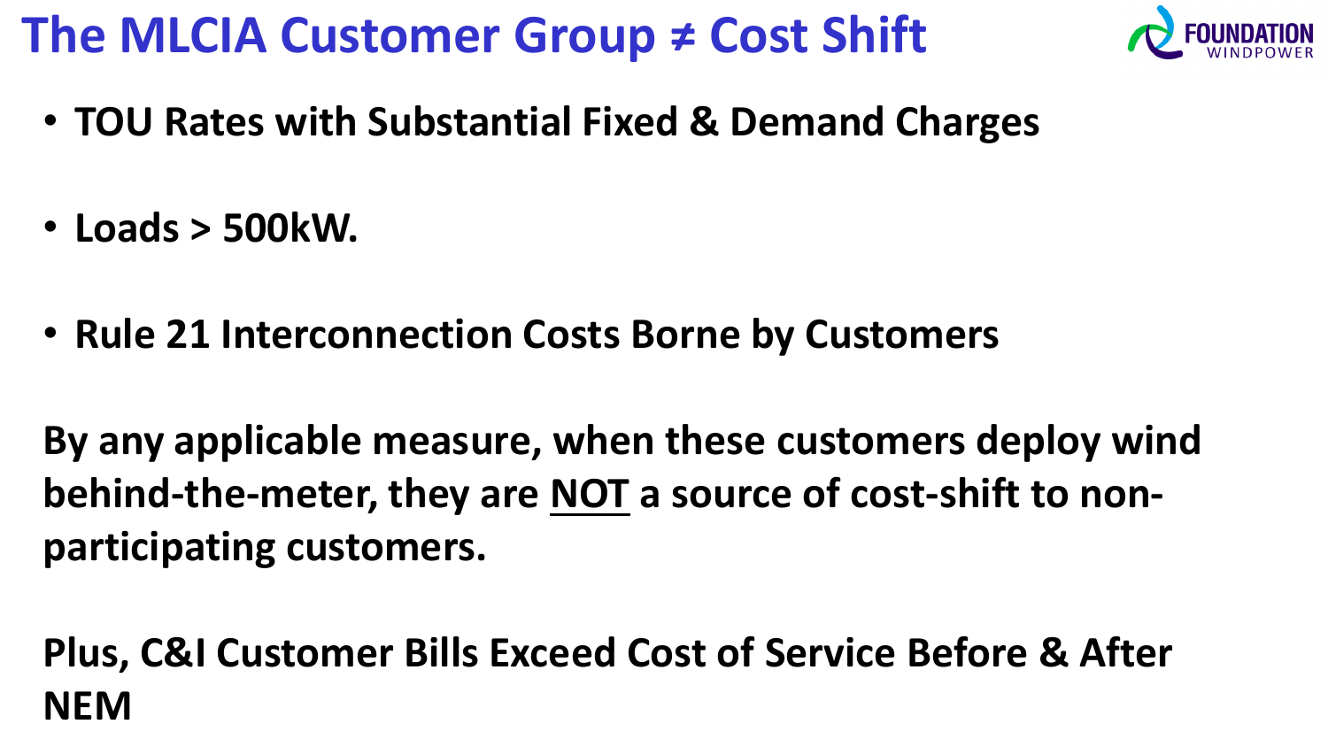# The MLCIA Customer Group ≠ Cost Shift

- **TOU Rates with Substantial Fixed & Demand Charges**
- **Loads > 500kW.**
- **Rule 21 Interconnection Costs Borne by Customers**

**By any applicable measure, when these customers deploy wind behind-the-meter, they are <u>NOT</u> a source of cost-shift to non-participating customers.**

**Plus, C&I Customer Bills Exceed Cost of Service Before & After NEM**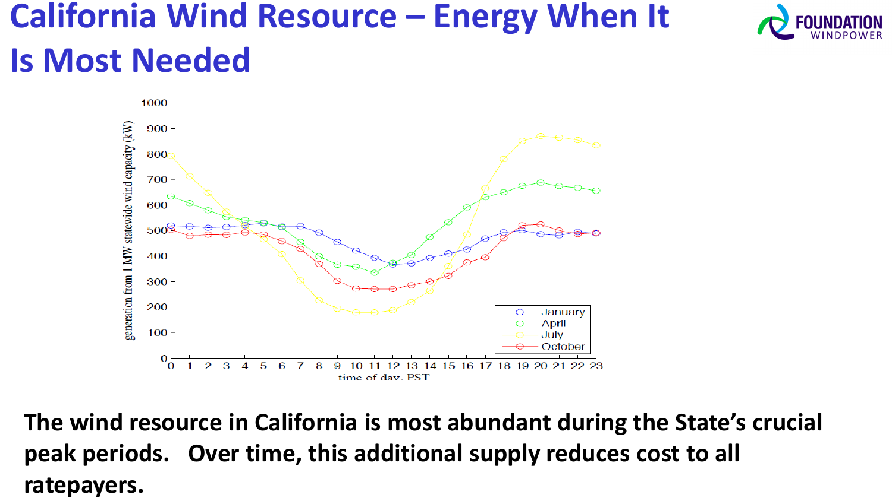# California Wind Resource – Energy When It Is Most Needed

**The wind resource in California is most abundant during the State's crucial peak periods. Over time, this additional supply reduces cost to all ratepayers.**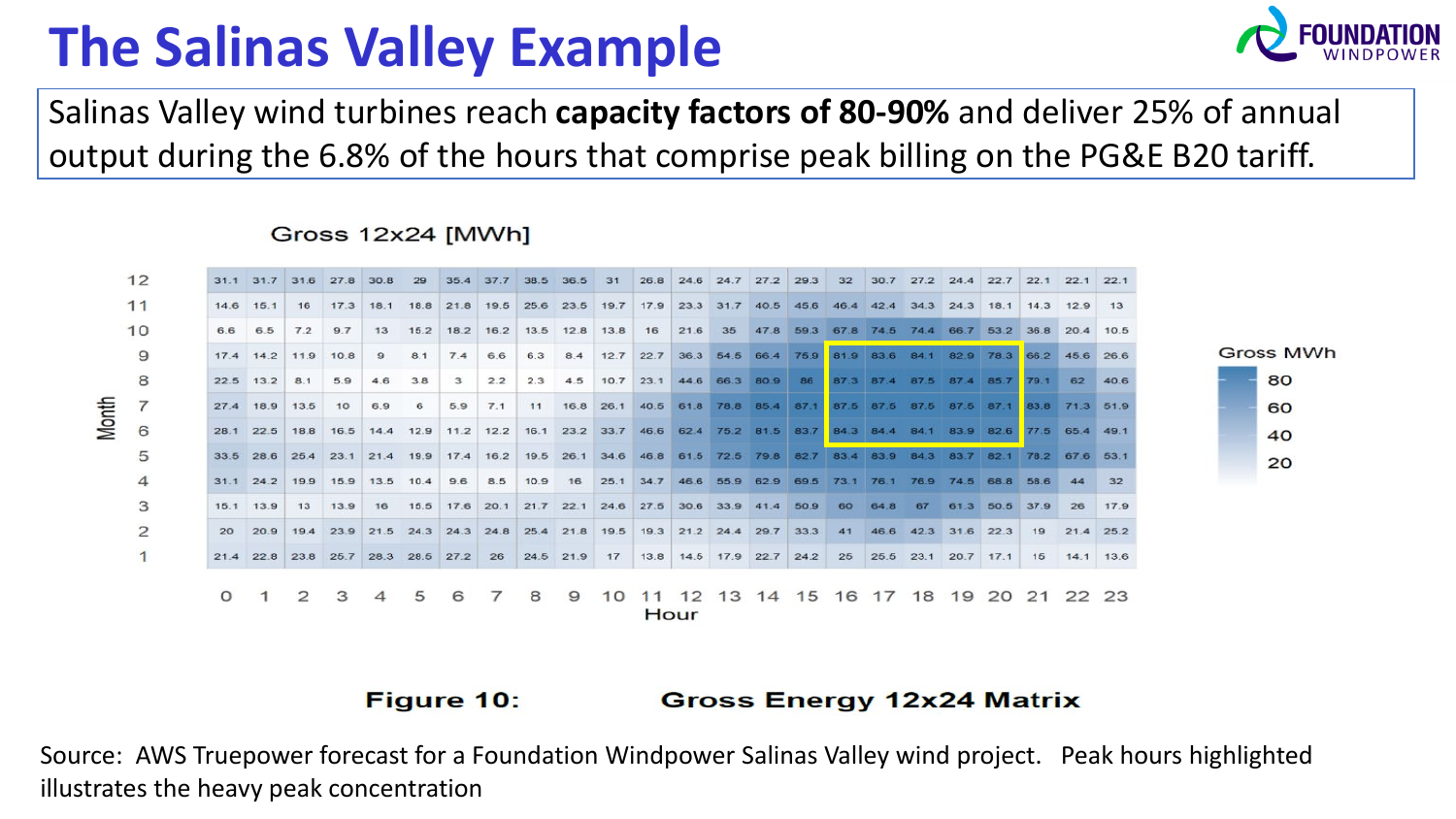# The Salinas Valley Example

Salinas Valley wind turbines reach **capacity factors of 80-90%** and deliver 25% of annual output during the 6.8% of the hours that comprise peak billing on the PG&E B20 tariff.

Gross 12x24 [MWh]

| Month | 0 | 1 | 2 | 3 | 4 | 5 | 6 | 7 | 8 | 9 | 10 | 11 | 12 | 13 | 14 | 15 | 16 | 17 | 18 | 19 | 20 | 21 | 22 | 23 |
|---|---|---|---|---|---|---|---|---|---|---|---|---|---|---|---|---|---|---|---|---|---|---|---|---|
| 12 | 31.1 | 31.7 | 31.6 | 27.8 | 30.8 | 29 | 35.4 | 37.7 | 38.5 | 36.5 | 31 | 26.8 | 24.6 | 24.7 | 27.2 | 29.3 | 32 | 30.7 | 27.2 | 24.4 | 22.7 | 22.1 | 22.1 | 22.1 |
| 11 | 14.6 | 15.1 | 16 | 17.3 | 18.1 | 18.8 | 21.8 | 19.5 | 25.6 | 23.5 | 19.7 | 17.9 | 23.3 | 31.7 | 40.5 | 45.6 | 46.4 | 42.4 | 34.3 | 24.3 | 18.1 | 14.3 | 12.9 | 13 |
| 10 | 6.6 | 6.5 | 7.2 | 9.7 | 13 | 15.2 | 18.2 | 16.2 | 13.5 | 12.8 | 13.8 | 16 | 21.6 | 35 | 47.8 | 59.3 | 67.8 | 74.5 | 74.4 | 66.7 | 53.2 | 36.8 | 20.4 | 10.5 |
| 9 | 17.4 | 14.2 | 11.9 | 10.8 | 9 | 8.1 | 7.4 | 6.6 | 6.3 | 8.4 | 12.7 | 22.7 | 36.3 | 54.5 | 66.4 | 75.9 | 81.9 | 83.6 | 84.1 | 82.9 | 78.3 | 66.2 | 45.6 | 26.6 |
| 8 | 22.5 | 13.2 | 8.1 | 5.9 | 4.6 | 3.8 | 3 | 2.2 | 2.3 | 4.5 | 10.7 | 23.1 | 44.6 | 66.3 | 80.9 | 86 | 87.3 | 87.4 | 87.5 | 87.4 | 85.7 | 79.1 | 62 | 40.6 |
| 7 | 27.4 | 18.9 | 13.5 | 10 | 6.9 | 6 | 5.9 | 7.1 | 11 | 16.8 | 26.1 | 40.5 | 61.8 | 78.8 | 85.4 | 87.1 | 87.5 | 87.5 | 87.5 | 87.5 | 87.1 | 83.8 | 71.3 | 51.9 |
| 6 | 28.1 | 22.5 | 18.8 | 16.5 | 14.4 | 12.9 | 11.2 | 12.2 | 16.1 | 23.2 | 33.7 | 46.6 | 62.4 | 75.2 | 81.5 | 83.7 | 84.3 | 84.4 | 84.1 | 83.9 | 82.6 | 77.5 | 65.4 | 49.1 |
| 5 | 33.5 | 28.6 | 25.4 | 23.1 | 21.4 | 19.9 | 17.4 | 16.2 | 19.5 | 26.1 | 34.6 | 46.8 | 61.5 | 72.5 | 79.8 | 82.7 | 83.4 | 83.9 | 84.3 | 83.7 | 82.1 | 78.2 | 67.6 | 53.1 |
| 4 | 31.1 | 24.2 | 19.9 | 15.9 | 13.5 | 10.4 | 9.6 | 8.5 | 10.9 | 16 | 25.1 | 34.7 | 46.6 | 55.9 | 62.9 | 69.5 | 73.1 | 76.1 | 76.9 | 74.5 | 68.8 | 58.6 | 44 | 32 |
| 3 | 15.1 | 13.9 | 13 | 13.9 | 16 | 15.5 | 17.6 | 20.1 | 21.7 | 22.1 | 24.6 | 27.5 | 30.6 | 33.9 | 41.4 | 50.9 | 60 | 64.8 | 67 | 61.3 | 50.5 | 37.9 | 26 | 17.9 |
| 2 | 20 | 20.9 | 19.4 | 23.9 | 21.5 | 24.3 | 24.3 | 24.8 | 25.4 | 21.8 | 19.5 | 19.3 | 21.2 | 24.4 | 29.7 | 33.3 | 41 | 46.6 | 42.3 | 31.6 | 22.3 | 19 | 21.4 | 25.2 |
| 1 | 21.4 | 22.8 | 23.8 | 25.7 | 28.3 | 28.5 | 27.2 | 26 | 24.5 | 21.9 | 17 | 13.8 | 14.5 | 17.9 | 22.7 | 24.2 | 25 | 25.5 | 23.1 | 20.7 | 17.1 | 15 | 14.1 | 13.6 |

Hour

Gross MWh: 80, 60, 40, 20

**Figure 10: Gross Energy 12x24 Matrix**

Source: AWS Truepower forecast for a Foundation Windpower Salinas Valley wind project. Peak hours highlighted illustrates the heavy peak concentration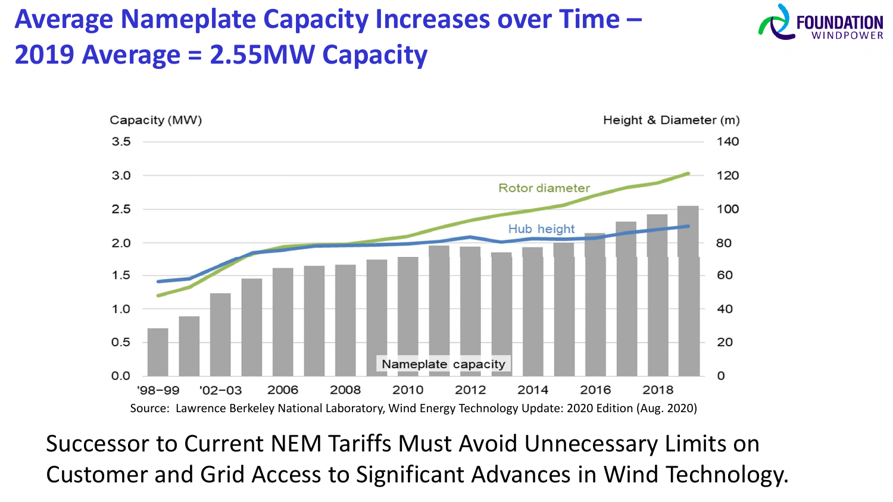# Average Nameplate Capacity Increases over Time – 2019 Average = 2.55MW Capacity

Capacity (MW) | Height & Diameter (m)

Rotor diameter

Hub height

Nameplate capacity

'98–99 '02–03 2006 2008 2010 2012 2014 2016 2018

Source: Lawrence Berkeley National Laboratory, Wind Energy Technology Update: 2020 Edition (Aug. 2020)

Successor to Current NEM Tariffs Must Avoid Unnecessary Limits on Customer and Grid Access to Significant Advances in Wind Technology.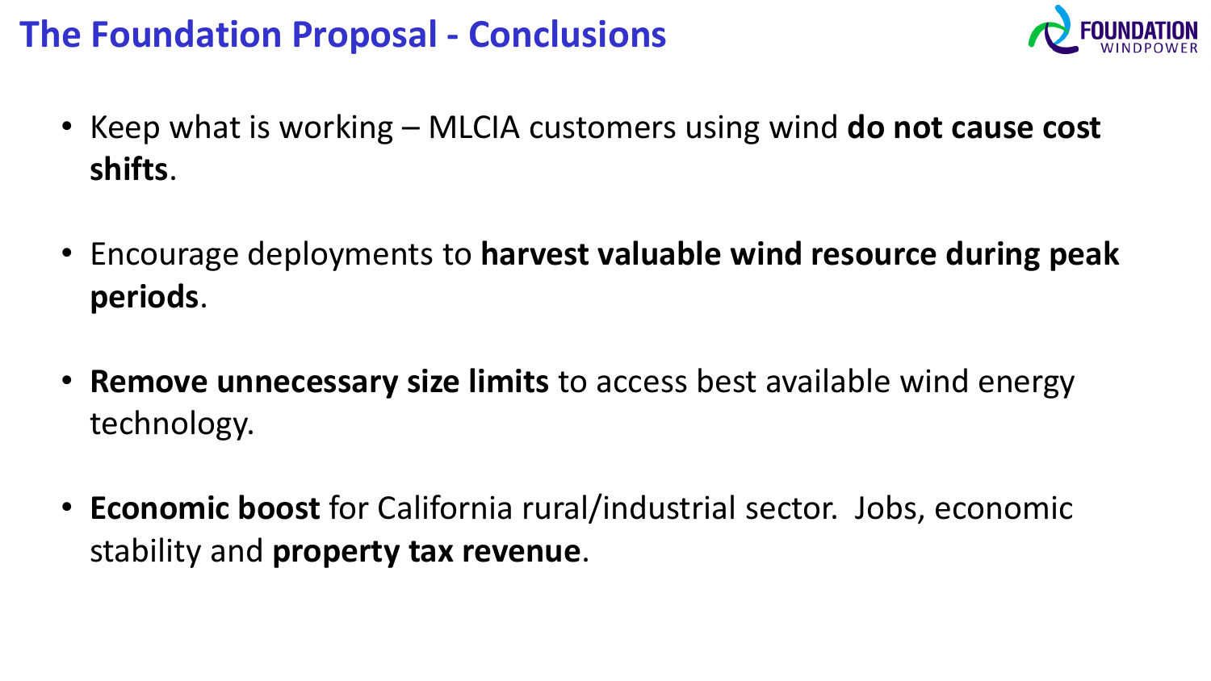# The Foundation Proposal - Conclusions

- Keep what is working – MLCIA customers using wind **do not cause cost shifts**.
- Encourage deployments to **harvest valuable wind resource during peak periods**.
- **Remove unnecessary size limits** to access best available wind energy technology.
- **Economic boost** for California rural/industrial sector. Jobs, economic stability and **property tax revenue**.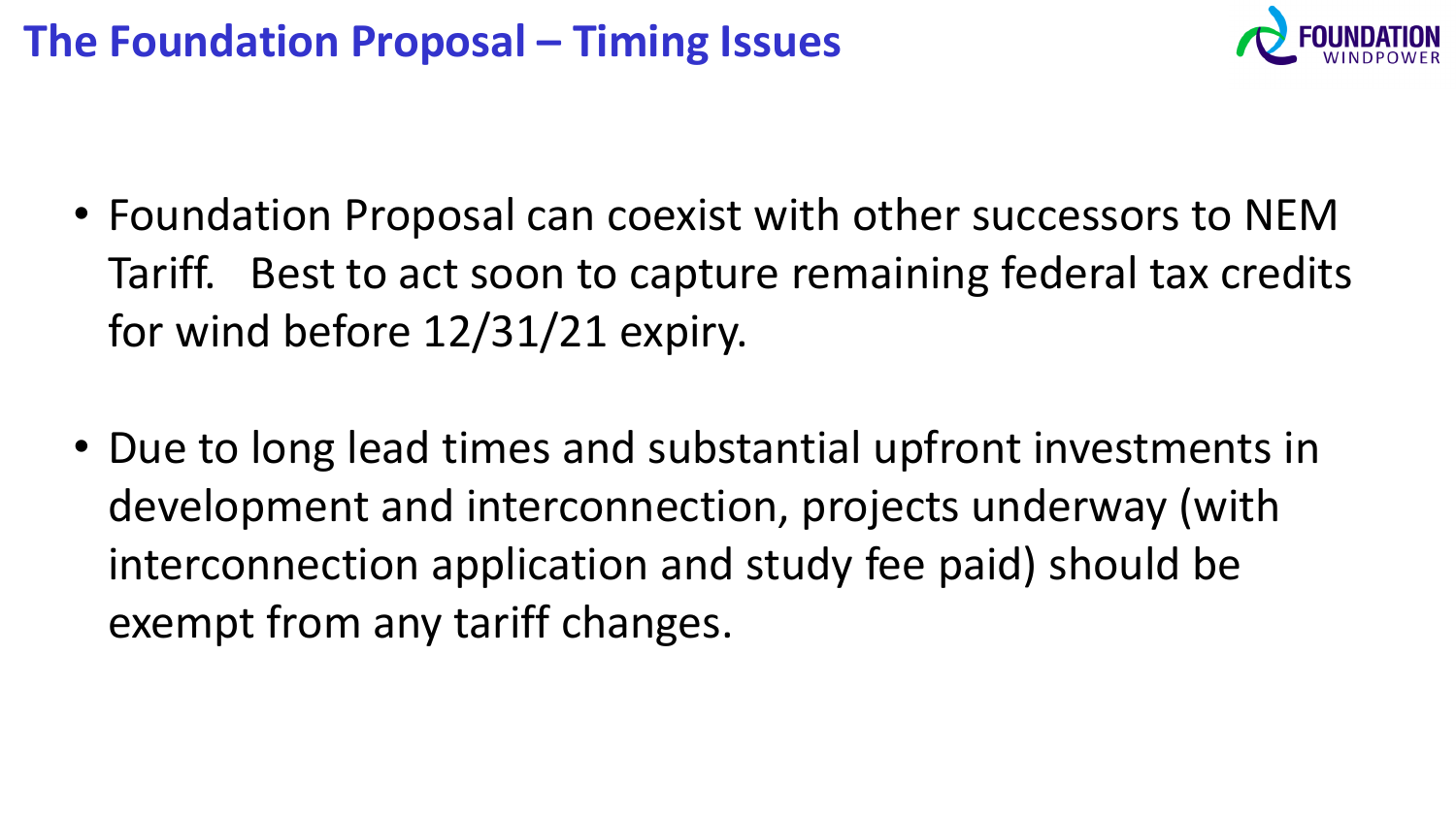# The Foundation Proposal – Timing Issues

- Foundation Proposal can coexist with other successors to NEM Tariff. Best to act soon to capture remaining federal tax credits for wind before 12/31/21 expiry.

- Due to long lead times and substantial upfront investments in development and interconnection, projects underway (with interconnection application and study fee paid) should be exempt from any tariff changes.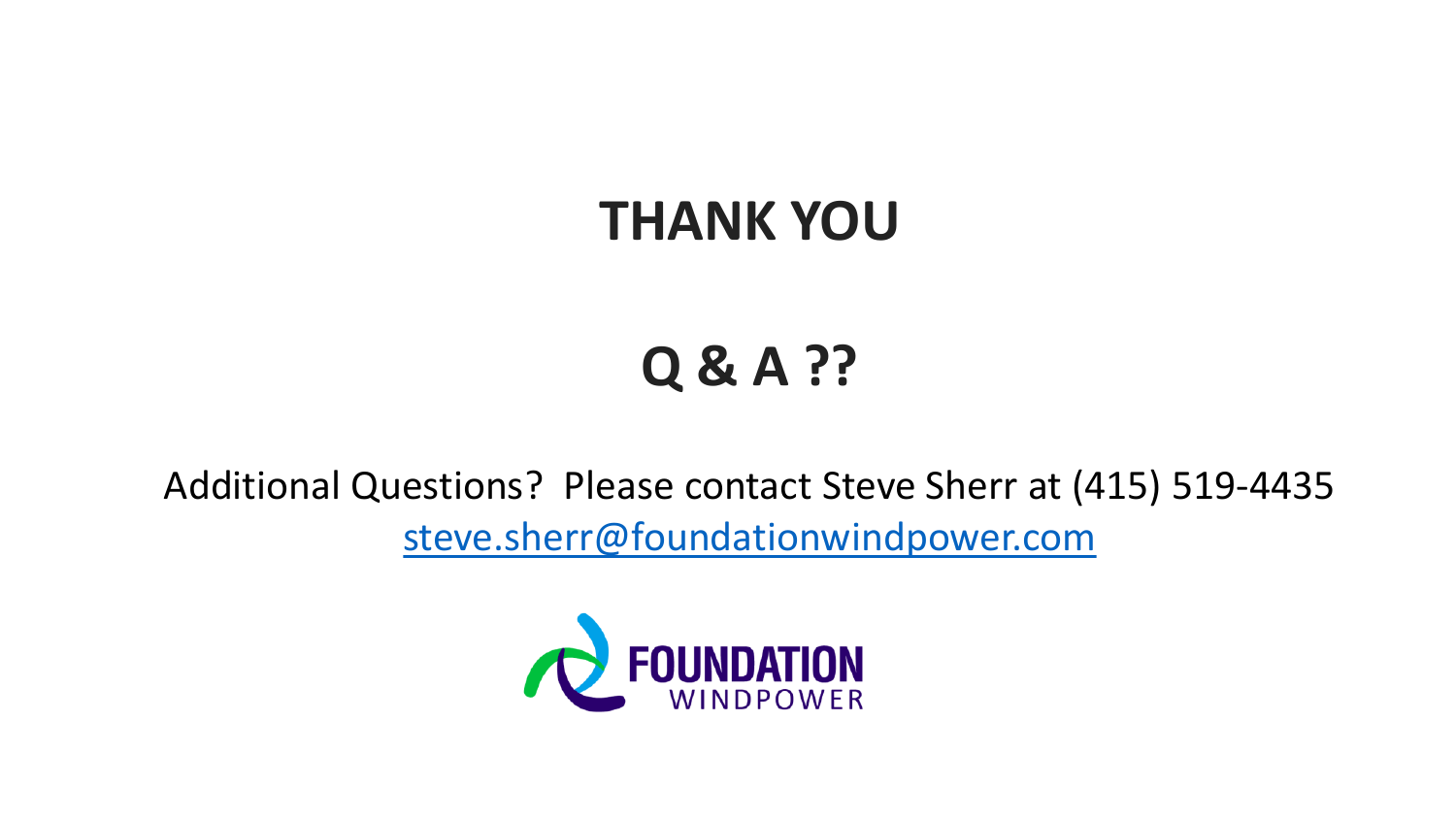# THANK YOU

# Q & A ??

Additional Questions? Please contact Steve Sherr at (415) 519-4435

steve.sherr@foundationwindpower.com

FOUNDATION WINDPOWER